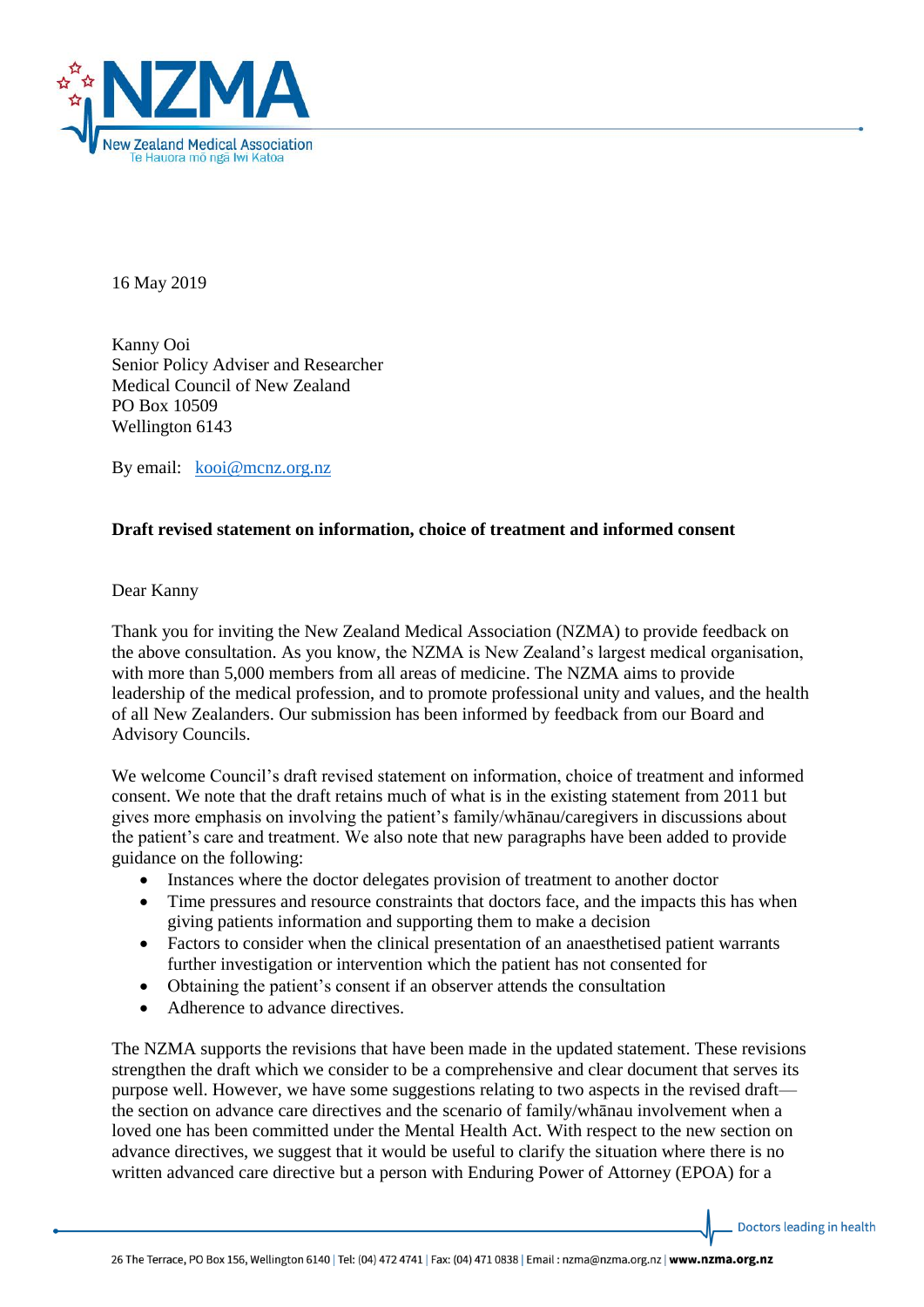16 May 2019

Kanny Ooi
Senior Policy Adviser and Researcher
Medical Council of New Zealand
PO Box 10509
Wellington 6143

By email: kooi@mcnz.org.nz

**Draft revised statement on information, choice of treatment and informed consent**

Dear Kanny

Thank you for inviting the New Zealand Medical Association (NZMA) to provide feedback on the above consultation. As you know, the NZMA is New Zealand's largest medical organisation, with more than 5,000 members from all areas of medicine. The NZMA aims to provide leadership of the medical profession, and to promote professional unity and values, and the health of all New Zealanders. Our submission has been informed by feedback from our Board and Advisory Councils.

We welcome Council's draft revised statement on information, choice of treatment and informed consent. We note that the draft retains much of what is in the existing statement from 2011 but gives more emphasis on involving the patient's family/whānau/caregivers in discussions about the patient's care and treatment. We also note that new paragraphs have been added to provide guidance on the following:

- Instances where the doctor delegates provision of treatment to another doctor
- Time pressures and resource constraints that doctors face, and the impacts this has when giving patients information and supporting them to make a decision
- Factors to consider when the clinical presentation of an anaesthetised patient warrants further investigation or intervention which the patient has not consented for
- Obtaining the patient's consent if an observer attends the consultation
- Adherence to advance directives.

The NZMA supports the revisions that have been made in the updated statement. These revisions strengthen the draft which we consider to be a comprehensive and clear document that serves its purpose well. However, we have some suggestions relating to two aspects in the revised draft—the section on advance care directives and the scenario of family/whānau involvement when a loved one has been committed under the Mental Health Act. With respect to the new section on advance directives, we suggest that it would be useful to clarify the situation where there is no written advanced care directive but a person with Enduring Power of Attorney (EPOA) for a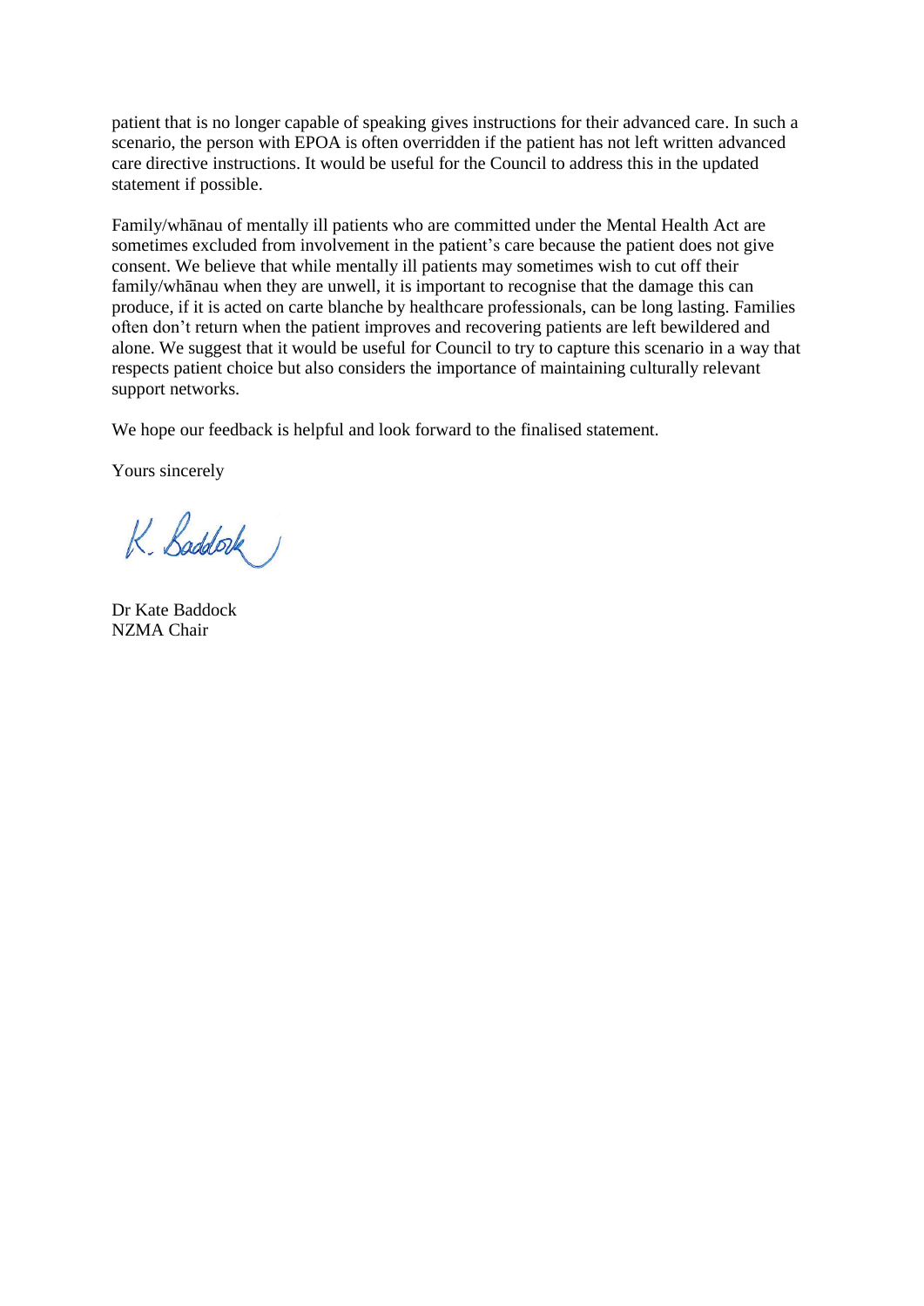patient that is no longer capable of speaking gives instructions for their advanced care. In such a scenario, the person with EPOA is often overridden if the patient has not left written advanced care directive instructions. It would be useful for the Council to address this in the updated statement if possible.

Family/whānau of mentally ill patients who are committed under the Mental Health Act are sometimes excluded from involvement in the patient's care because the patient does not give consent. We believe that while mentally ill patients may sometimes wish to cut off their family/whānau when they are unwell, it is important to recognise that the damage this can produce, if it is acted on carte blanche by healthcare professionals, can be long lasting. Families often don't return when the patient improves and recovering patients are left bewildered and alone. We suggest that it would be useful for Council to try to capture this scenario in a way that respects patient choice but also considers the importance of maintaining culturally relevant support networks.

We hope our feedback is helpful and look forward to the finalised statement.

Yours sincerely

K. Baddock

Dr Kate Baddock
NZMA Chair